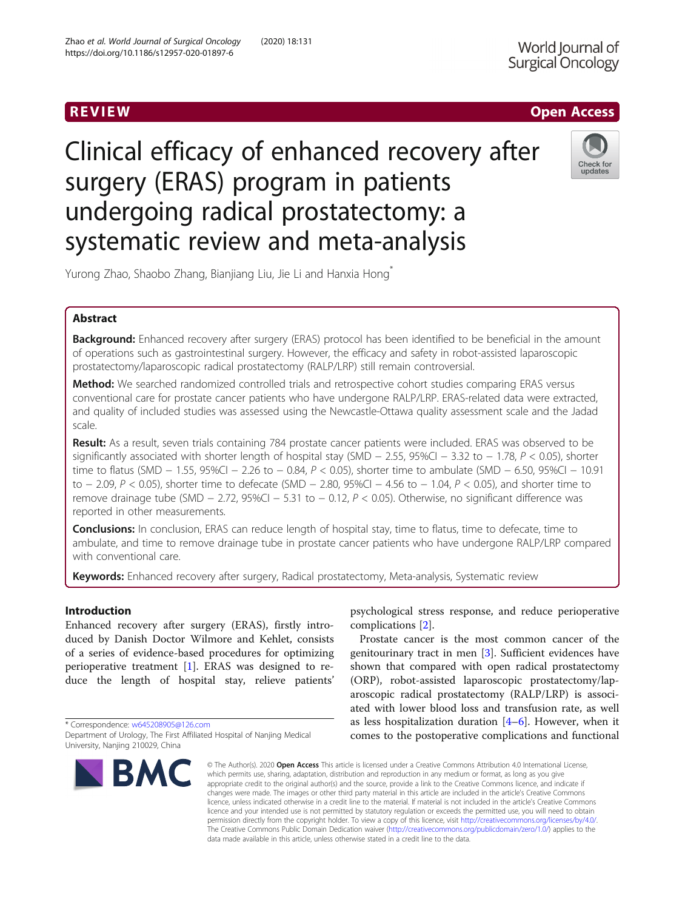REVIEW

Open Access

# Clinical efficacy of enhanced recovery after surgery (ERAS) program in patients undergoing radical prostatectomy: a systematic review and meta-analysis

Yurong Zhao, Shaobo Zhang, Bianjiang Liu, Jie Li and Hanxia Hong*

## Abstract

**Background:** Enhanced recovery after surgery (ERAS) protocol has been identified to be beneficial in the amount of operations such as gastrointestinal surgery. However, the efficacy and safety in robot-assisted laparoscopic prostatectomy/laparoscopic radical prostatectomy (RALP/LRP) still remain controversial.

**Method:** We searched randomized controlled trials and retrospective cohort studies comparing ERAS versus conventional care for prostate cancer patients who have undergone RALP/LRP. ERAS-related data were extracted, and quality of included studies was assessed using the Newcastle-Ottawa quality assessment scale and the Jadad scale.

**Result:** As a result, seven trials containing 784 prostate cancer patients were included. ERAS was observed to be significantly associated with shorter length of hospital stay (SMD − 2.55, 95%CI − 3.32 to − 1.78, $P < 0.05$), shorter time to flatus (SMD − 1.55, 95%CI − 2.26 to − 0.84, $P < 0.05$), shorter time to ambulate (SMD − 6.50, 95%CI − 10.91 to − 2.09, $P < 0.05$), shorter time to defecate (SMD − 2.80, 95%CI − 4.56 to − 1.04, $P < 0.05$), and shorter time to remove drainage tube (SMD − 2.72, 95%CI − 5.31 to − 0.12, $P < 0.05$). Otherwise, no significant difference was reported in other measurements.

**Conclusions:** In conclusion, ERAS can reduce length of hospital stay, time to flatus, time to defecate, time to ambulate, and time to remove drainage tube in prostate cancer patients who have undergone RALP/LRP compared with conventional care.

**Keywords:** Enhanced recovery after surgery, Radical prostatectomy, Meta-analysis, Systematic review

## Introduction

Enhanced recovery after surgery (ERAS), firstly introduced by Danish Doctor Wilmore and Kehlet, consists of a series of evidence-based procedures for optimizing perioperative treatment [1]. ERAS was designed to reduce the length of hospital stay, relieve patients' psychological stress response, and reduce perioperative complications [2].

Prostate cancer is the most common cancer of the genitourinary tract in men [3]. Sufficient evidences have shown that compared with open radical prostatectomy (ORP), robot-assisted laparoscopic prostatectomy/laparoscopic radical prostatectomy (RALP/LRP) is associated with lower blood loss and transfusion rate, as well as less hospitalization duration [4–6]. However, when it comes to the postoperative complications and functional

* Correspondence: w645208905@126.com
Department of Urology, The First Affiliated Hospital of Nanjing Medical University, Nanjing 210029, China

© The Author(s). 2020 **Open Access** This article is licensed under a Creative Commons Attribution 4.0 International License, which permits use, sharing, adaptation, distribution and reproduction in any medium or format, as long as you give appropriate credit to the original author(s) and the source, provide a link to the Creative Commons licence, and indicate if changes were made. The images or other third party material in this article are included in the article's Creative Commons licence, unless indicated otherwise in a credit line to the material. If material is not included in the article's Creative Commons licence and your intended use is not permitted by statutory regulation or exceeds the permitted use, you will need to obtain permission directly from the copyright holder. To view a copy of this licence, visit http://creativecommons.org/licenses/by/4.0/. The Creative Commons Public Domain Dedication waiver (http://creativecommons.org/publicdomain/zero/1.0/) applies to the data made available in this article, unless otherwise stated in a credit line to the data.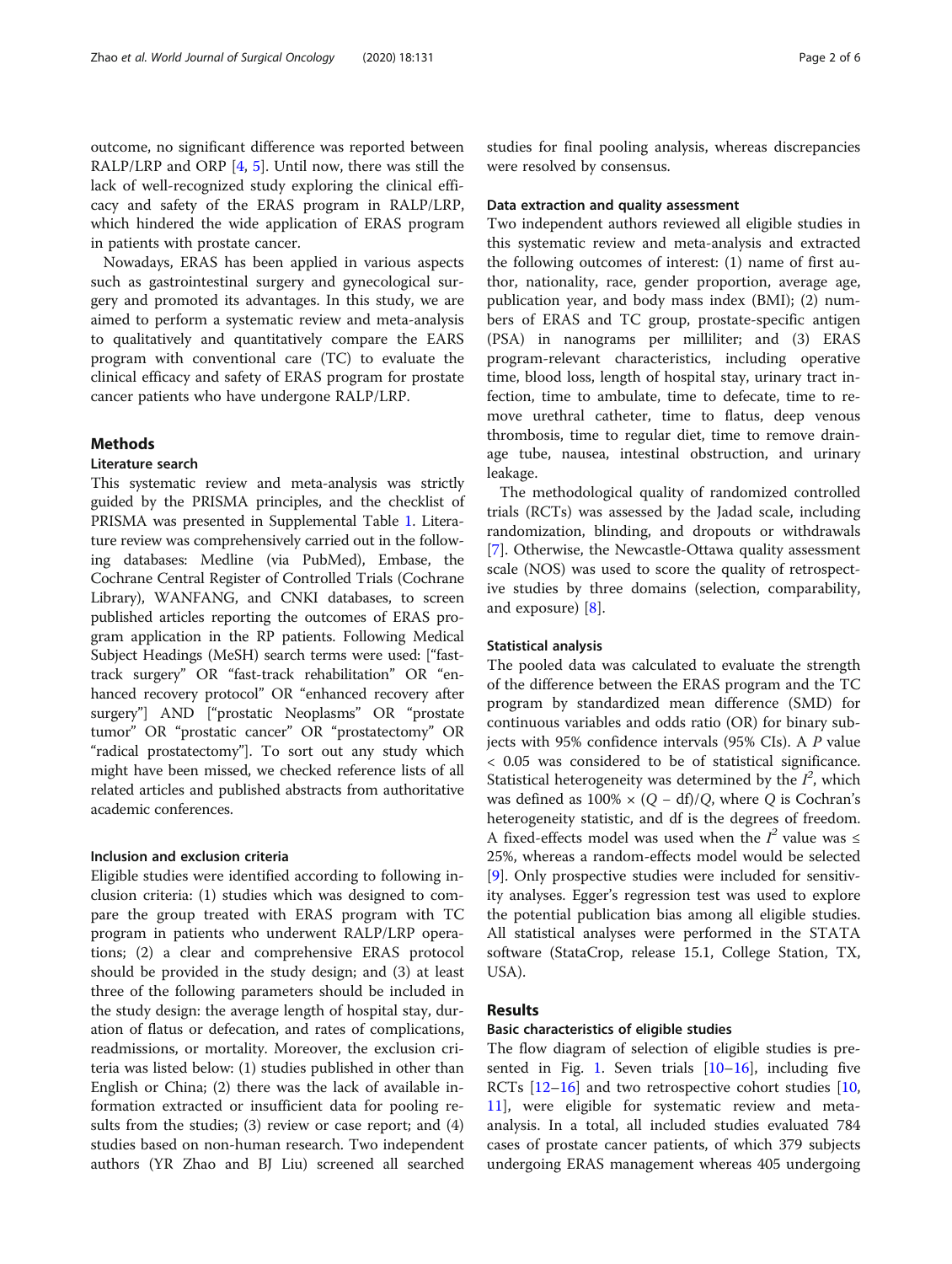outcome, no significant difference was reported between RALP/LRP and ORP [4, 5]. Until now, there was still the lack of well-recognized study exploring the clinical efficacy and safety of the ERAS program in RALP/LRP, which hindered the wide application of ERAS program in patients with prostate cancer.

Nowadays, ERAS has been applied in various aspects such as gastrointestinal surgery and gynecological surgery and promoted its advantages. In this study, we are aimed to perform a systematic review and meta-analysis to qualitatively and quantitatively compare the EARS program with conventional care (TC) to evaluate the clinical efficacy and safety of ERAS program for prostate cancer patients who have undergone RALP/LRP.

## Methods

### Literature search

This systematic review and meta-analysis was strictly guided by the PRISMA principles, and the checklist of PRISMA was presented in Supplemental Table 1. Literature review was comprehensively carried out in the following databases: Medline (via PubMed), Embase, the Cochrane Central Register of Controlled Trials (Cochrane Library), WANFANG, and CNKI databases, to screen published articles reporting the outcomes of ERAS program application in the RP patients. Following Medical Subject Headings (MeSH) search terms were used: ["fast-track surgery" OR "fast-track rehabilitation" OR "enhanced recovery protocol" OR "enhanced recovery after surgery"] AND ["prostatic Neoplasms" OR "prostate tumor" OR "prostatic cancer" OR "prostatectomy" OR "radical prostatectomy"]. To sort out any study which might have been missed, we checked reference lists of all related articles and published abstracts from authoritative academic conferences.

### Inclusion and exclusion criteria

Eligible studies were identified according to following inclusion criteria: (1) studies which was designed to compare the group treated with ERAS program with TC program in patients who underwent RALP/LRP operations; (2) a clear and comprehensive ERAS protocol should be provided in the study design; and (3) at least three of the following parameters should be included in the study design: the average length of hospital stay, duration of flatus or defecation, and rates of complications, readmissions, or mortality. Moreover, the exclusion criteria was listed below: (1) studies published in other than English or China; (2) there was the lack of available information extracted or insufficient data for pooling results from the studies; (3) review or case report; and (4) studies based on non-human research. Two independent authors (YR Zhao and BJ Liu) screened all searched studies for final pooling analysis, whereas discrepancies were resolved by consensus.

### Data extraction and quality assessment

Two independent authors reviewed all eligible studies in this systematic review and meta-analysis and extracted the following outcomes of interest: (1) name of first author, nationality, race, gender proportion, average age, publication year, and body mass index (BMI); (2) numbers of ERAS and TC group, prostate-specific antigen (PSA) in nanograms per milliliter; and (3) ERAS program-relevant characteristics, including operative time, blood loss, length of hospital stay, urinary tract infection, time to ambulate, time to defecate, time to remove urethral catheter, time to flatus, deep venous thrombosis, time to regular diet, time to remove drainage tube, nausea, intestinal obstruction, and urinary leakage.

The methodological quality of randomized controlled trials (RCTs) was assessed by the Jadad scale, including randomization, blinding, and dropouts or withdrawals [7]. Otherwise, the Newcastle-Ottawa quality assessment scale (NOS) was used to score the quality of retrospective studies by three domains (selection, comparability, and exposure) [8].

### Statistical analysis

The pooled data was calculated to evaluate the strength of the difference between the ERAS program and the TC program by standardized mean difference (SMD) for continuous variables and odds ratio (OR) for binary subjects with 95% confidence intervals (95% CIs). A $P$ value $< 0.05$ was considered to be of statistical significance. Statistical heterogeneity was determined by the $I^2$, which was defined as $100\% \times (Q - \text{df})/Q$, where $Q$ is Cochran's heterogeneity statistic, and df is the degrees of freedom. A fixed-effects model was used when the $I^2$ value was $\leq$ 25%, whereas a random-effects model would be selected [9]. Only prospective studies were included for sensitivity analyses. Egger's regression test was used to explore the potential publication bias among all eligible studies. All statistical analyses were performed in the STATA software (StataCrop, release 15.1, College Station, TX, USA).

## Results

### Basic characteristics of eligible studies

The flow diagram of selection of eligible studies is presented in Fig. 1. Seven trials [10–16], including five RCTs [12–16] and two retrospective cohort studies [10, 11], were eligible for systematic review and meta-analysis. In a total, all included studies evaluated 784 cases of prostate cancer patients, of which 379 subjects undergoing ERAS management whereas 405 undergoing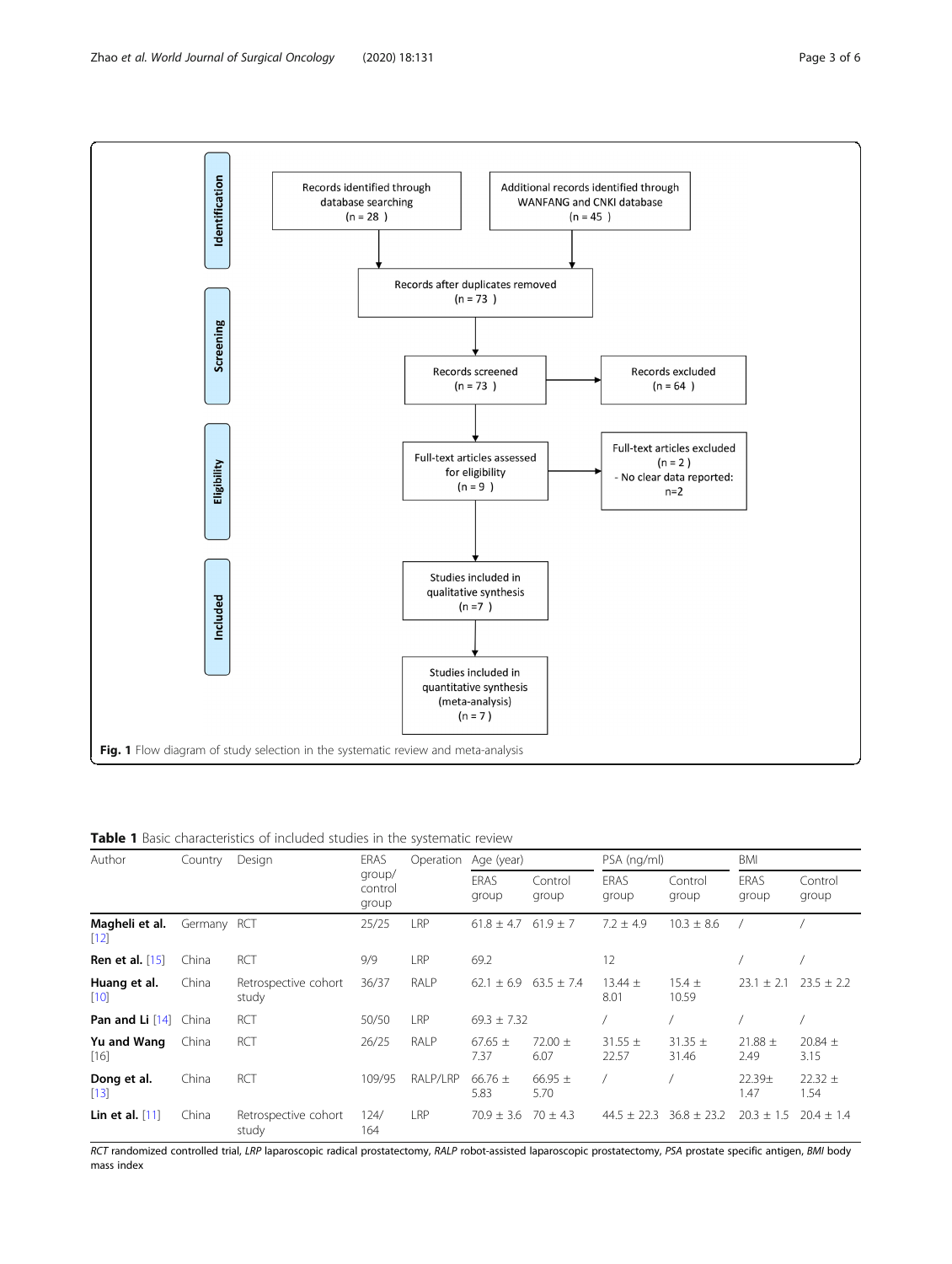Identification

Records identified through database searching (n = 28)

Additional records identified through WANFANG and CNKI database (n = 45)

Screening

Records after duplicates removed (n = 73)

Records screened (n = 73)

Records excluded (n = 64)

Eligibility

Full-text articles assessed for eligibility (n = 9)

Full-text articles excluded (n = 2)
- No clear data reported: n=2

Included

Studies included in qualitative synthesis (n =7)

Studies included in quantitative synthesis (meta-analysis) (n = 7)

**Fig. 1** Flow diagram of study selection in the systematic review and meta-analysis

**Table 1** Basic characteristics of included studies in the systematic review

| Author | Country | Design | ERAS group/control group | Operation | Age (year) | | PSA (ng/ml) | | BMI | |
|---|---|---|---|---|---|---|---|---|---|---|
| | | | | | ERAS group | Control group | ERAS group | Control group | ERAS group | Control group |
| **Magheli et al.** [12] | Germany | RCT | 25/25 | LRP | 61.8 ± 4.7 | 61.9 ± 7 | 7.2 ± 4.9 | 10.3 ± 8.6 | / | / |
| **Ren et al.** [15] | China | RCT | 9/9 | LRP | 69.2 | | 12 | | / | / |
| **Huang et al.** [10] | China | Retrospective cohort study | 36/37 | RALP | 62.1 ± 6.9 | 63.5 ± 7.4 | 13.44 ± 8.01 | 15.4 ± 10.59 | 23.1 ± 2.1 | 23.5 ± 2.2 |
| **Pan and Li** [14] | China | RCT | 50/50 | LRP | 69.3 ± 7.32 | | / | / | / | / |
| **Yu and Wang** [16] | China | RCT | 26/25 | RALP | 67.65 ± 7.37 | 72.00 ± 6.07 | 31.55 ± 22.57 | 31.35 ± 31.46 | 21.88 ± 2.49 | 20.84 ± 3.15 |
| **Dong et al.** [13] | China | RCT | 109/95 | RALP/LRP | 66.76 ± 5.83 | 66.95 ± 5.70 | / | / | 22.39± 1.47 | 22.32 ± 1.54 |
| **Lin et al.** [11] | China | Retrospective cohort study | 124/164 | LRP | 70.9 ± 3.6 | 70 ± 4.3 | 44.5 ± 22.3 | 36.8 ± 23.2 | 20.3 ± 1.5 | 20.4 ± 1.4 |

*RCT* randomized controlled trial, *LRP* laparoscopic radical prostatectomy, *RALP* robot-assisted laparoscopic prostatectomy, *PSA* prostate specific antigen, *BMI* body mass index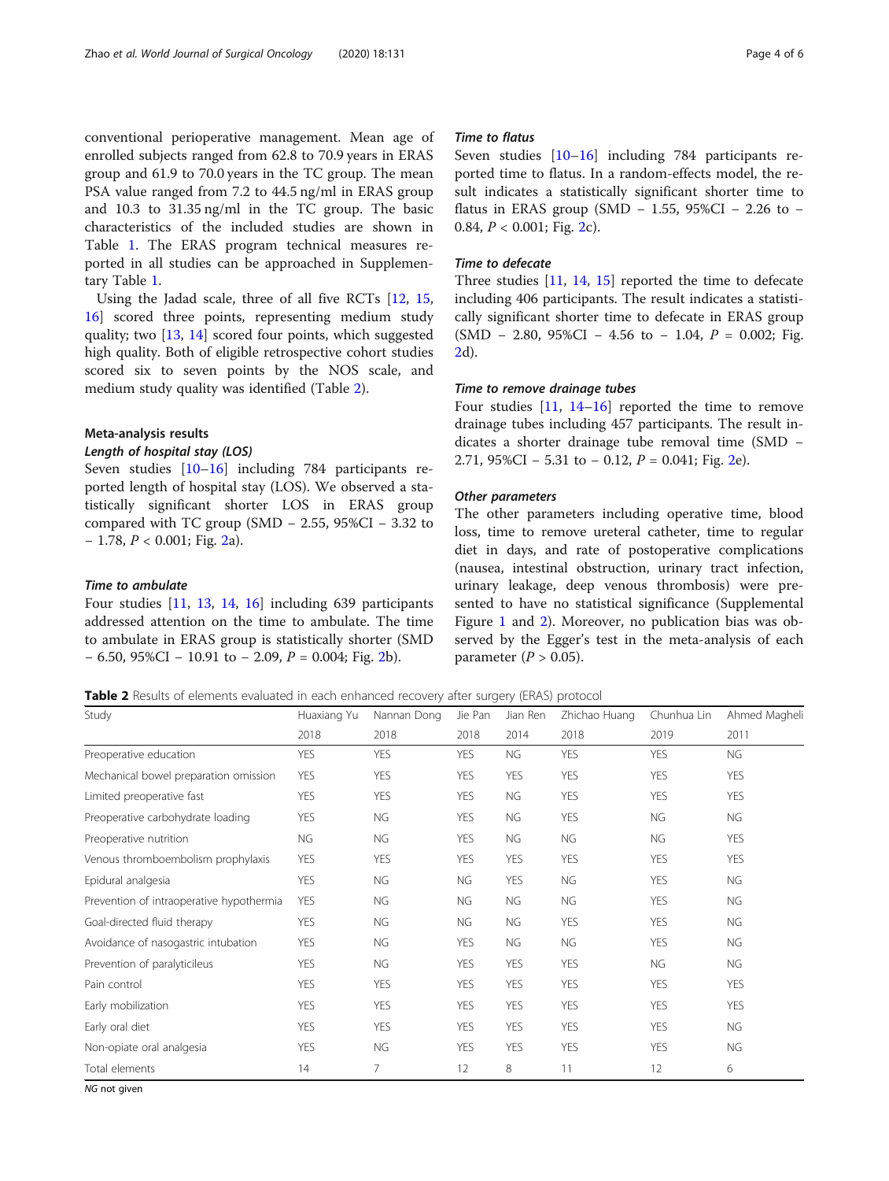conventional perioperative management. Mean age of enrolled subjects ranged from 62.8 to 70.9 years in ERAS group and 61.9 to 70.0 years in the TC group. The mean PSA value ranged from 7.2 to 44.5 ng/ml in ERAS group and 10.3 to 31.35 ng/ml in the TC group. The basic characteristics of the included studies are shown in Table 1. The ERAS program technical measures reported in all studies can be approached in Supplementary Table 1.

Using the Jadad scale, three of all five RCTs [12, 15, 16] scored three points, representing medium study quality; two [13, 14] scored four points, which suggested high quality. Both of eligible retrospective cohort studies scored six to seven points by the NOS scale, and medium study quality was identified (Table 2).

### Meta-analysis results

#### *Length of hospital stay (LOS)*

Seven studies [10–16] including 784 participants reported length of hospital stay (LOS). We observed a statistically significant shorter LOS in ERAS group compared with TC group (SMD − 2.55, 95%CI − 3.32 to − 1.78, $P < 0.001$; Fig. 2a).

#### *Time to ambulate*

Four studies [11, 13, 14, 16] including 639 participants addressed attention on the time to ambulate. The time to ambulate in ERAS group is statistically shorter (SMD − 6.50, 95%CI − 10.91 to − 2.09, $P = 0.004$; Fig. 2b).

#### *Time to flatus*

Seven studies [10–16] including 784 participants reported time to flatus. In a random-effects model, the result indicates a statistically significant shorter time to flatus in ERAS group (SMD − 1.55, 95%CI − 2.26 to − 0.84, $P < 0.001$; Fig. 2c).

#### *Time to defecate*

Three studies [11, 14, 15] reported the time to defecate including 406 participants. The result indicates a statistically significant shorter time to defecate in ERAS group (SMD − 2.80, 95%CI − 4.56 to − 1.04, $P = 0.002$; Fig. 2d).

#### *Time to remove drainage tubes*

Four studies [11, 14–16] reported the time to remove drainage tubes including 457 participants. The result indicates a shorter drainage tube removal time (SMD − 2.71, 95%CI − 5.31 to − 0.12, $P = 0.041$; Fig. 2e).

#### *Other parameters*

The other parameters including operative time, blood loss, time to remove ureteral catheter, time to regular diet in days, and rate of postoperative complications (nausea, intestinal obstruction, urinary tract infection, urinary leakage, deep venous thrombosis) were presented to have no statistical significance (Supplemental Figure 1 and 2). Moreover, no publication bias was observed by the Egger's test in the meta-analysis of each parameter ($P > 0.05$).

**Table 2** Results of elements evaluated in each enhanced recovery after surgery (ERAS) protocol

| Study | Huaxiang Yu | Nannan Dong | Jie Pan | Jian Ren | Zhichao Huang | Chunhua Lin | Ahmed Magheli |
|---|---|---|---|---|---|---|---|
| | 2018 | 2018 | 2018 | 2014 | 2018 | 2019 | 2011 |
| Preoperative education | YES | YES | YES | NG | YES | YES | NG |
| Mechanical bowel preparation omission | YES | YES | YES | YES | YES | YES | YES |
| Limited preoperative fast | YES | YES | YES | NG | YES | YES | YES |
| Preoperative carbohydrate loading | YES | NG | YES | NG | YES | NG | NG |
| Preoperative nutrition | NG | NG | YES | NG | NG | NG | YES |
| Venous thromboembolism prophylaxis | YES | YES | YES | YES | YES | YES | YES |
| Epidural analgesia | YES | NG | NG | YES | NG | YES | NG |
| Prevention of intraoperative hypothermia | YES | NG | NG | NG | NG | YES | NG |
| Goal-directed fluid therapy | YES | NG | NG | NG | YES | YES | NG |
| Avoidance of nasogastric intubation | YES | NG | YES | NG | NG | YES | NG |
| Prevention of paralyticileus | YES | NG | YES | YES | YES | NG | NG |
| Pain control | YES | YES | YES | YES | YES | YES | YES |
| Early mobilization | YES | YES | YES | YES | YES | YES | YES |
| Early oral diet | YES | YES | YES | YES | YES | YES | NG |
| Non-opiate oral analgesia | YES | NG | YES | YES | YES | YES | NG |
| Total elements | 14 | 7 | 12 | 8 | 11 | 12 | 6 |

*NG* not given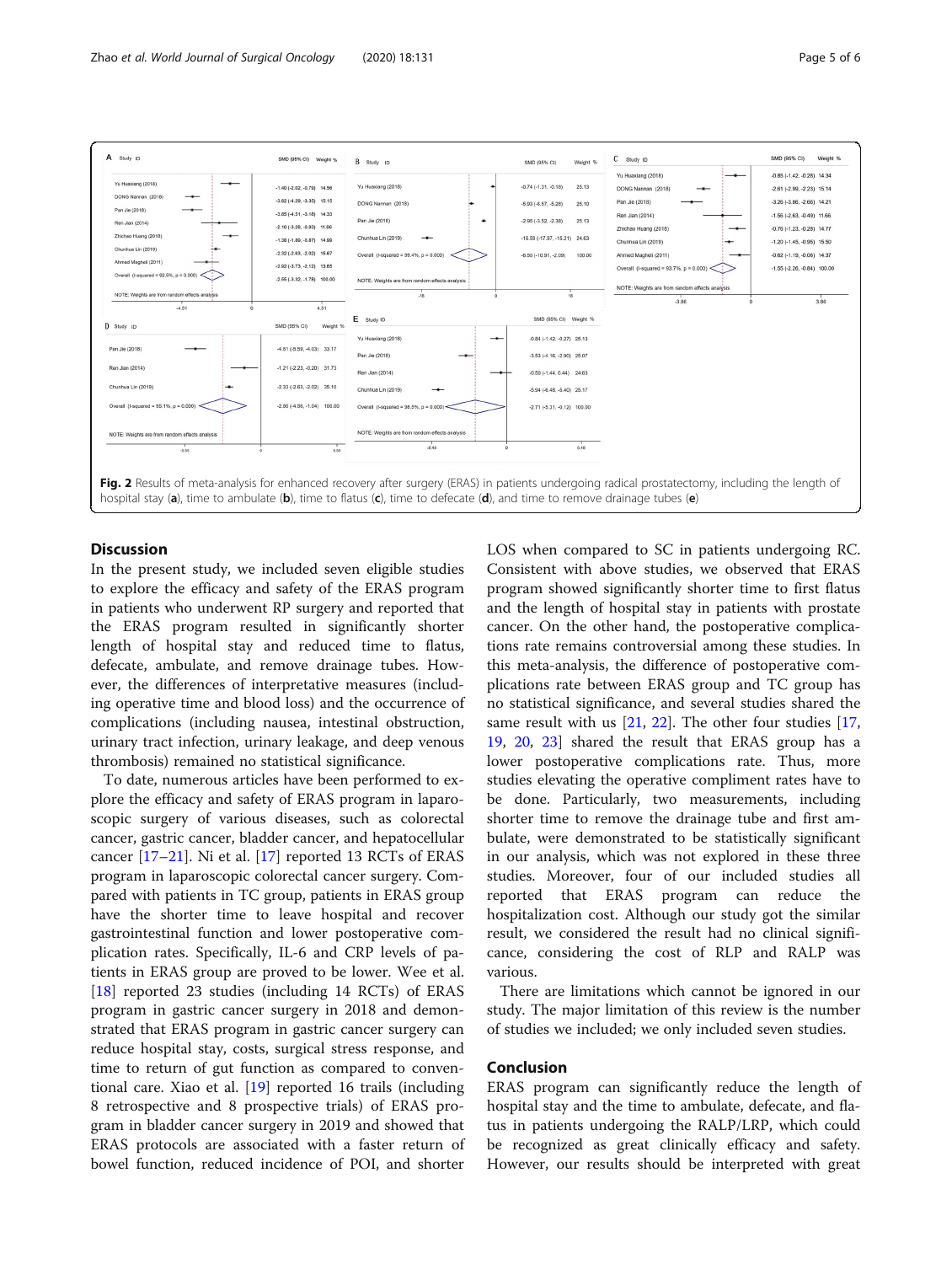Fig. 2 Results of meta-analysis for enhanced recovery after surgery (ERAS) in patients undergoing radical prostatectomy, including the length of hospital stay (**a**), time to ambulate (**b**), time to flatus (**c**), time to defecate (**d**), and time to remove drainage tubes (**e**)

## Discussion

In the present study, we included seven eligible studies to explore the efficacy and safety of the ERAS program in patients who underwent RP surgery and reported that the ERAS program resulted in significantly shorter length of hospital stay and reduced time to flatus, defecate, ambulate, and remove drainage tubes. However, the differences of interpretative measures (including operative time and blood loss) and the occurrence of complications (including nausea, intestinal obstruction, urinary tract infection, urinary leakage, and deep venous thrombosis) remained no statistical significance.

To date, numerous articles have been performed to explore the efficacy and safety of ERAS program in laparoscopic surgery of various diseases, such as colorectal cancer, gastric cancer, bladder cancer, and hepatocellular cancer [17–21]. Ni et al. [17] reported 13 RCTs of ERAS program in laparoscopic colorectal cancer surgery. Compared with patients in TC group, patients in ERAS group have the shorter time to leave hospital and recover gastrointestinal function and lower postoperative complication rates. Specifically, IL-6 and CRP levels of patients in ERAS group are proved to be lower. Wee et al. [18] reported 23 studies (including 14 RCTs) of ERAS program in gastric cancer surgery in 2018 and demonstrated that ERAS program in gastric cancer surgery can reduce hospital stay, costs, surgical stress response, and time to return of gut function as compared to conventional care. Xiao et al. [19] reported 16 trails (including 8 retrospective and 8 prospective trials) of ERAS program in bladder cancer surgery in 2019 and showed that ERAS protocols are associated with a faster return of bowel function, reduced incidence of POI, and shorter LOS when compared to SC in patients undergoing RC. Consistent with above studies, we observed that ERAS program showed significantly shorter time to first flatus and the length of hospital stay in patients with prostate cancer. On the other hand, the postoperative complications rate remains controversial among these studies. In this meta-analysis, the difference of postoperative complications rate between ERAS group and TC group has no statistical significance, and several studies shared the same result with us [21, 22]. The other four studies [17, 19, 20, 23] shared the result that ERAS group has a lower postoperative complications rate. Thus, more studies elevating the operative compliment rates have to be done. Particularly, two measurements, including shorter time to remove the drainage tube and first ambulate, were demonstrated to be statistically significant in our analysis, which was not explored in these three studies. Moreover, four of our included studies all reported that ERAS program can reduce the hospitalization cost. Although our study got the similar result, we considered the result had no clinical significance, considering the cost of RLP and RALP was various.

There are limitations which cannot be ignored in our study. The major limitation of this review is the number of studies we included; we only included seven studies.

## Conclusion

ERAS program can significantly reduce the length of hospital stay and the time to ambulate, defecate, and flatus in patients undergoing the RALP/LRP, which could be recognized as great clinically efficacy and safety. However, our results should be interpreted with great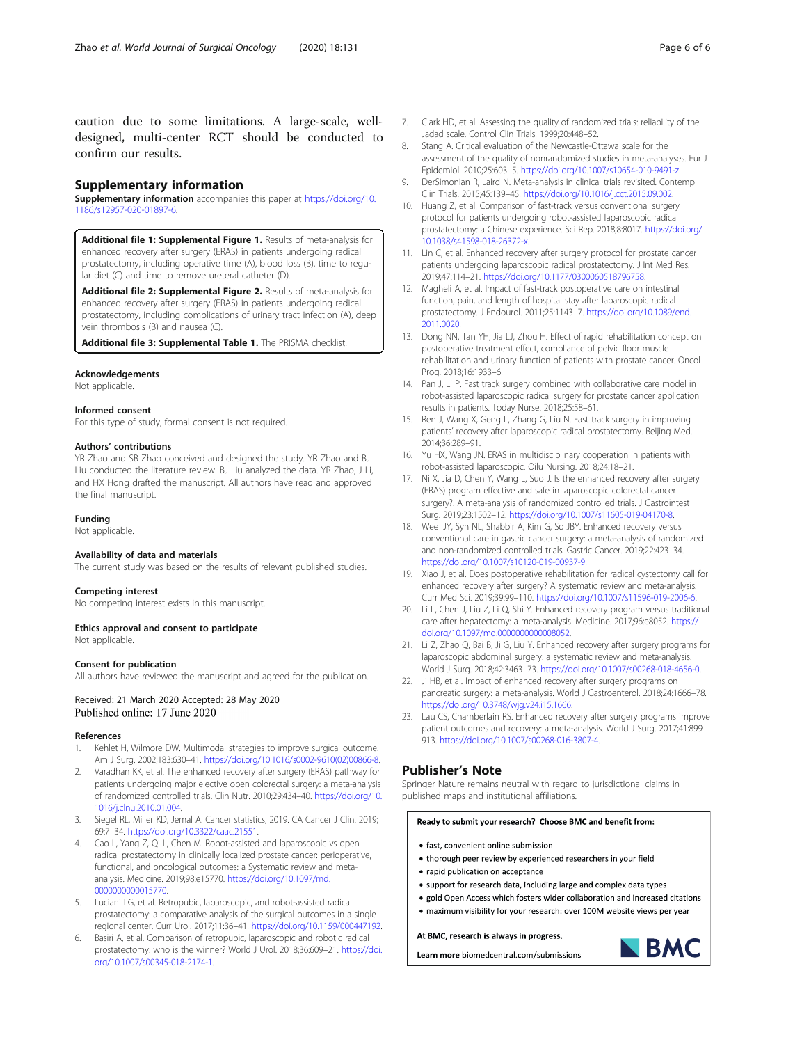caution due to some limitations. A large-scale, well-designed, multi-center RCT should be conducted to confirm our results.

## Supplementary information

**Supplementary information** accompanies this paper at https://doi.org/10.1186/s12957-020-01897-6.

**Additional file 1: Supplemental Figure 1.** Results of meta-analysis for enhanced recovery after surgery (ERAS) in patients undergoing radical prostatectomy, including operative time (A), blood loss (B), time to regular diet (C) and time to remove ureteral catheter (D).

**Additional file 2: Supplemental Figure 2.** Results of meta-analysis for enhanced recovery after surgery (ERAS) in patients undergoing radical prostatectomy, including complications of urinary tract infection (A), deep vein thrombosis (B) and nausea (C).

**Additional file 3: Supplemental Table 1.** The PRISMA checklist.

### Acknowledgements
Not applicable.

### Informed consent
For this type of study, formal consent is not required.

### Authors' contributions
YR Zhao and SB Zhao conceived and designed the study. YR Zhao and BJ Liu conducted the literature review. BJ Liu analyzed the data. YR Zhao, J Li, and HX Hong drafted the manuscript. All authors have read and approved the final manuscript.

### Funding
Not applicable.

### Availability of data and materials
The current study was based on the results of relevant published studies.

### Competing interest
No competing interest exists in this manuscript.

### Ethics approval and consent to participate
Not applicable.

### Consent for publication
All authors have reviewed the manuscript and agreed for the publication.

Received: 21 March 2020 Accepted: 28 May 2020
Published online: 17 June 2020

### References

1. Kehlet H, Wilmore DW. Multimodal strategies to improve surgical outcome. Am J Surg. 2002;183:630–41. https://doi.org/10.1016/s0002-9610(02)00866-8.
2. Varadhan KK, et al. The enhanced recovery after surgery (ERAS) pathway for patients undergoing major elective open colorectal surgery: a meta-analysis of randomized controlled trials. Clin Nutr. 2010;29:434–40. https://doi.org/10.1016/j.clnu.2010.01.004.
3. Siegel RL, Miller KD, Jemal A. Cancer statistics, 2019. CA Cancer J Clin. 2019;69:7–34. https://doi.org/10.3322/caac.21551.
4. Cao L, Yang Z, Qi L, Chen M. Robot-assisted and laparoscopic vs open radical prostatectomy in clinically localized prostate cancer: perioperative, functional, and oncological outcomes: a Systematic review and meta-analysis. Medicine. 2019;98:e15770. https://doi.org/10.1097/md.0000000000015770.
5. Luciani LG, et al. Retropubic, laparoscopic, and robot-assisted radical prostatectomy: a comparative analysis of the surgical outcomes in a single regional center. Curr Urol. 2017;11:36–41. https://doi.org/10.1159/000447192.
6. Basiri A, et al. Comparison of retropubic, laparoscopic and robotic radical prostatectomy: who is the winner? World J Urol. 2018;36:609–21. https://doi.org/10.1007/s00345-018-2174-1.
7. Clark HD, et al. Assessing the quality of randomized trials: reliability of the Jadad scale. Control Clin Trials. 1999;20:448–52.
8. Stang A. Critical evaluation of the Newcastle-Ottawa scale for the assessment of the quality of nonrandomized studies in meta-analyses. Eur J Epidemiol. 2010;25:603–5. https://doi.org/10.1007/s10654-010-9491-z.
9. DerSimonian R, Laird N. Meta-analysis in clinical trials revisited. Contemp Clin Trials. 2015;45:139–45. https://doi.org/10.1016/j.cct.2015.09.002.
10. Huang Z, et al. Comparison of fast-track versus conventional surgery protocol for patients undergoing robot-assisted laparoscopic radical prostatectomy: a Chinese experience. Sci Rep. 2018;8:8017. https://doi.org/10.1038/s41598-018-26372-x.
11. Lin C, et al. Enhanced recovery after surgery protocol for prostate cancer patients undergoing laparoscopic radical prostatectomy. J Int Med Res. 2019;47:114–21. https://doi.org/10.1177/0300060518796758.
12. Magheli A, et al. Impact of fast-track postoperative care on intestinal function, pain, and length of hospital stay after laparoscopic radical prostatectomy. J Endourol. 2011;25:1143–7. https://doi.org/10.1089/end.2011.0020.
13. Dong NN, Tan YH, Jia LJ, Zhou H. Effect of rapid rehabilitation concept on postoperative treatment effect, compliance of pelvic floor muscle rehabilitation and urinary function of patients with prostate cancer. Oncol Prog. 2018;16:1933–6.
14. Pan J, Li P. Fast track surgery combined with collaborative care model in robot-assisted laparoscopic radical surgery for prostate cancer application results in patients. Today Nurse. 2018;25:58–61.
15. Ren J, Wang X, Geng L, Zhang G, Liu N. Fast track surgery in improving patients' recovery after laparoscopic radical prostatectomy. Beijing Med. 2014;36:289–91.
16. Yu HX, Wang JN. ERAS in multidisciplinary cooperation in patients with robot-assisted laparoscopic. Qilu Nursing. 2018;24:18–21.
17. Ni X, Jia D, Chen Y, Wang L, Suo J. Is the enhanced recovery after surgery (ERAS) program effective and safe in laparoscopic colorectal cancer surgery?. A meta-analysis of randomized controlled trials. J Gastrointest Surg. 2019;23:1502–12. https://doi.org/10.1007/s11605-019-04170-8.
18. Wee IJY, Syn NL, Shabbir A, Kim G, So JBY. Enhanced recovery versus conventional care in gastric cancer surgery: a meta-analysis of randomized and non-randomized controlled trials. Gastric Cancer. 2019;22:423–34. https://doi.org/10.1007/s10120-019-00937-9.
19. Xiao J, et al. Does postoperative rehabilitation for radical cystectomy call for enhanced recovery after surgery? A systematic review and meta-analysis. Curr Med Sci. 2019;39:99–110. https://doi.org/10.1007/s11596-019-2006-6.
20. Li L, Chen J, Liu Z, Li Q, Shi Y. Enhanced recovery program versus traditional care after hepatectomy: a meta-analysis. Medicine. 2017;96:e8052. https://doi.org/10.1097/md.0000000000008052.
21. Li Z, Zhao Q, Bai B, Ji G, Liu Y. Enhanced recovery after surgery programs for laparoscopic abdominal surgery: a systematic review and meta-analysis. World J Surg. 2018;42:3463–73. https://doi.org/10.1007/s00268-018-4656-0.
22. Ji HB, et al. Impact of enhanced recovery after surgery programs on pancreatic surgery: a meta-analysis. World J Gastroenterol. 2018;24:1666–78. https://doi.org/10.3748/wjg.v24.i15.1666.
23. Lau CS, Chamberlain RS. Enhanced recovery after surgery programs improve patient outcomes and recovery: a meta-analysis. World J Surg. 2017;41:899–913. https://doi.org/10.1007/s00268-016-3807-4.

## Publisher's Note

Springer Nature remains neutral with regard to jurisdictional claims in published maps and institutional affiliations.